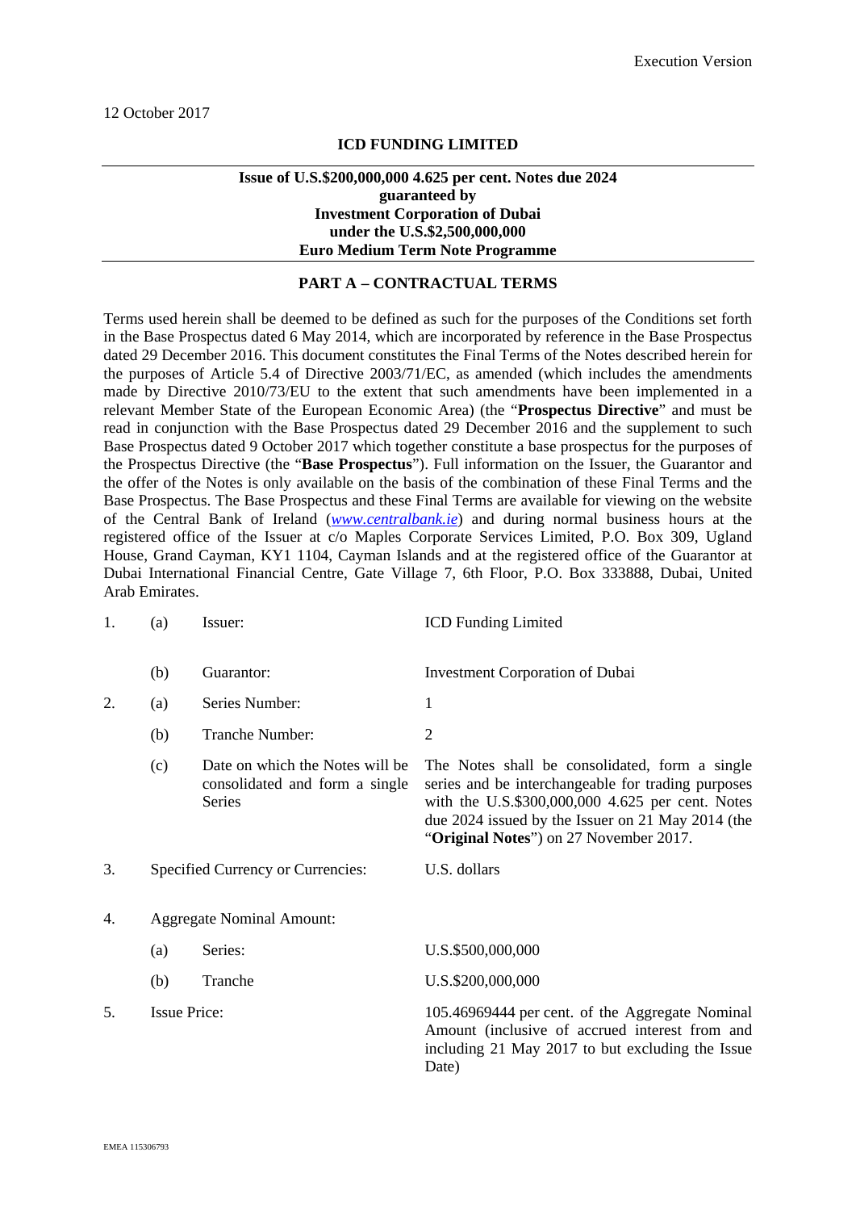Execution Version

12 October 2017

**ICD FUNDING LIMITED**

**Issue of U.S.$200,000,000 4.625 per cent. Notes due 2024**
**guaranteed by**
**Investment Corporation of Dubai**
**under the U.S.$2,500,000,000**
**Euro Medium Term Note Programme**

## PART A – CONTRACTUAL TERMS

Terms used herein shall be deemed to be defined as such for the purposes of the Conditions set forth in the Base Prospectus dated 6 May 2014, which are incorporated by reference in the Base Prospectus dated 29 December 2016. This document constitutes the Final Terms of the Notes described herein for the purposes of Article 5.4 of Directive 2003/71/EC, as amended (which includes the amendments made by Directive 2010/73/EU to the extent that such amendments have been implemented in a relevant Member State of the European Economic Area) (the "**Prospectus Directive**" and must be read in conjunction with the Base Prospectus dated 29 December 2016 and the supplement to such Base Prospectus dated 9 October 2017 which together constitute a base prospectus for the purposes of the Prospectus Directive (the "**Base Prospectus**"). Full information on the Issuer, the Guarantor and the offer of the Notes is only available on the basis of the combination of these Final Terms and the Base Prospectus. The Base Prospectus and these Final Terms are available for viewing on the website of the Central Bank of Ireland (*www.centralbank.ie*) and during normal business hours at the registered office of the Issuer at c/o Maples Corporate Services Limited, P.O. Box 309, Ugland House, Grand Cayman, KY1 1104, Cayman Islands and at the registered office of the Guarantor at Dubai International Financial Centre, Gate Village 7, 6th Floor, P.O. Box 333888, Dubai, United Arab Emirates.

| | | | |
|---|---|---|---|
| 1. | (a) | Issuer: | ICD Funding Limited |
| | (b) | Guarantor: | Investment Corporation of Dubai |
| 2. | (a) | Series Number: | 1 |
| | (b) | Tranche Number: | 2 |
| | (c) | Date on which the Notes will be consolidated and form a single Series | The Notes shall be consolidated, form a single series and be interchangeable for trading purposes with the U.S.$300,000,000 4.625 per cent. Notes due 2024 issued by the Issuer on 21 May 2014 (the "**Original Notes**") on 27 November 2017. |
| 3. | | Specified Currency or Currencies: | U.S. dollars |
| 4. | | Aggregate Nominal Amount: | |
| | (a) | Series: | U.S.$500,000,000 |
| | (b) | Tranche | U.S.$200,000,000 |
| 5. | | Issue Price: | 105.46969444 per cent. of the Aggregate Nominal Amount (inclusive of accrued interest from and including 21 May 2017 to but excluding the Issue Date) |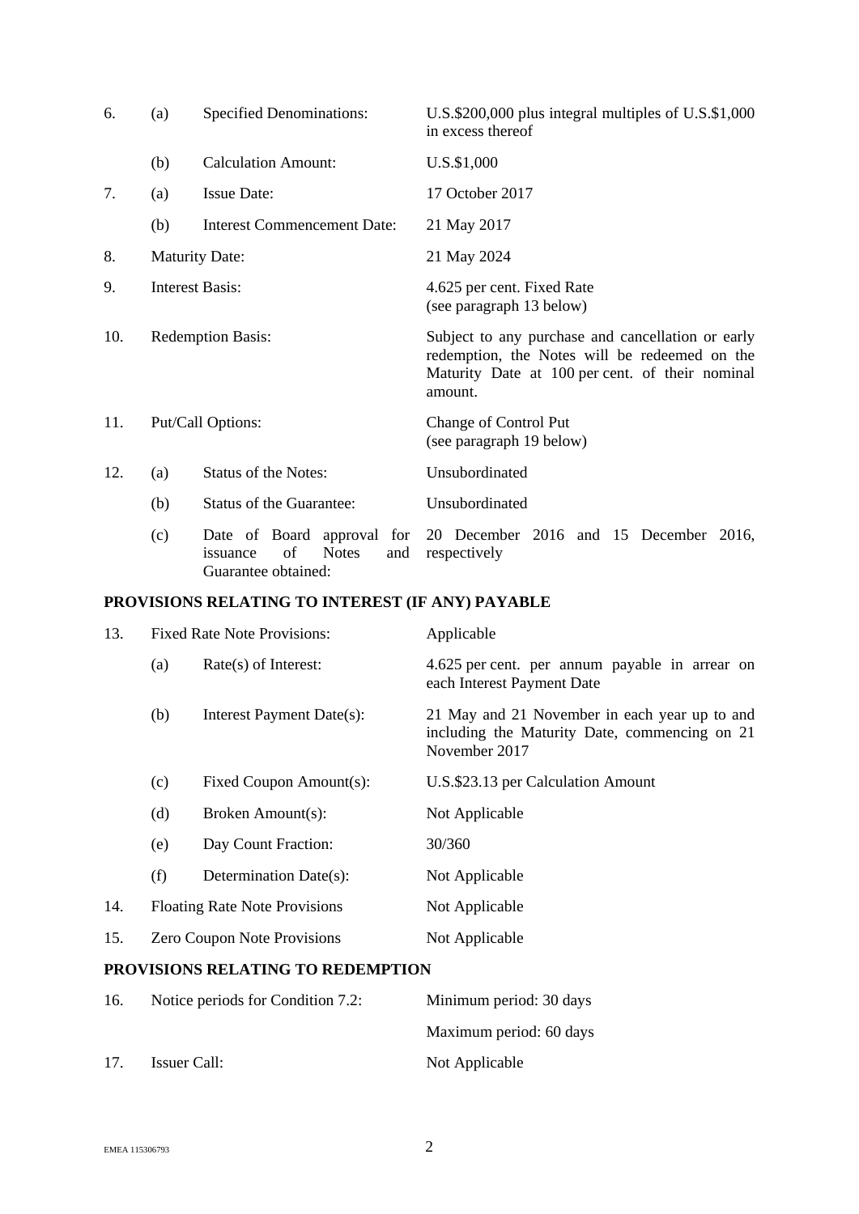| | | | |
|---|---|---|---|
| 6. | (a) | Specified Denominations: | U.S.$200,000 plus integral multiples of U.S.$1,000 in excess thereof |
| | (b) | Calculation Amount: | U.S.$1,000 |
| 7. | (a) | Issue Date: | 17 October 2017 |
| | (b) | Interest Commencement Date: | 21 May 2017 |
| 8. | Maturity Date: | | 21 May 2024 |
| 9. | Interest Basis: | | 4.625 per cent. Fixed Rate (see paragraph 13 below) |
| 10. | Redemption Basis: | | Subject to any purchase and cancellation or early redemption, the Notes will be redeemed on the Maturity Date at 100 per cent. of their nominal amount. |
| 11. | Put/Call Options: | | Change of Control Put (see paragraph 19 below) |
| 12. | (a) | Status of the Notes: | Unsubordinated |
| | (b) | Status of the Guarantee: | Unsubordinated |
| | (c) | Date of Board approval for issuance of Notes and Guarantee obtained: | 20 December 2016 and 15 December 2016, respectively |

**PROVISIONS RELATING TO INTEREST (IF ANY) PAYABLE**

| | | | |
|---|---|---|---|
| 13. | Fixed Rate Note Provisions: | | Applicable |
| | (a) | Rate(s) of Interest: | 4.625 per cent. per annum payable in arrear on each Interest Payment Date |
| | (b) | Interest Payment Date(s): | 21 May and 21 November in each year up to and including the Maturity Date, commencing on 21 November 2017 |
| | (c) | Fixed Coupon Amount(s): | U.S.$23.13 per Calculation Amount |
| | (d) | Broken Amount(s): | Not Applicable |
| | (e) | Day Count Fraction: | 30/360 |
| | (f) | Determination Date(s): | Not Applicable |
| 14. | Floating Rate Note Provisions | | Not Applicable |
| 15. | Zero Coupon Note Provisions | | Not Applicable |

**PROVISIONS RELATING TO REDEMPTION**

| | | | |
|---|---|---|---|
| 16. | Notice periods for Condition 7.2: | | Minimum period: 30 days |
| | | | Maximum period: 60 days |
| 17. | Issuer Call: | | Not Applicable |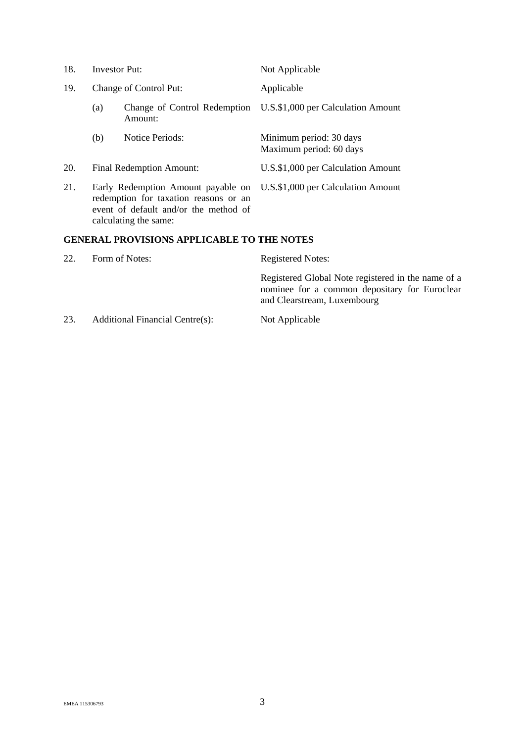| | | |
|---|---|---|
| 18. | Investor Put: | Not Applicable |
| 19. | Change of Control Put: | Applicable |
| | (a) Change of Control Redemption Amount: | U.S.$1,000 per Calculation Amount |
| | (b) Notice Periods: | Minimum period: 30 days<br>Maximum period: 60 days |
| 20. | Final Redemption Amount: | U.S.$1,000 per Calculation Amount |
| 21. | Early Redemption Amount payable on redemption for taxation reasons or an event of default and/or the method of calculating the same: | U.S.$1,000 per Calculation Amount |

**GENERAL PROVISIONS APPLICABLE TO THE NOTES**

| | | |
|---|---|---|
| 22. | Form of Notes: | Registered Notes:<br><br>Registered Global Note registered in the name of a nominee for a common depositary for Euroclear and Clearstream, Luxembourg |
| 23. | Additional Financial Centre(s): | Not Applicable |

EMEA 115306793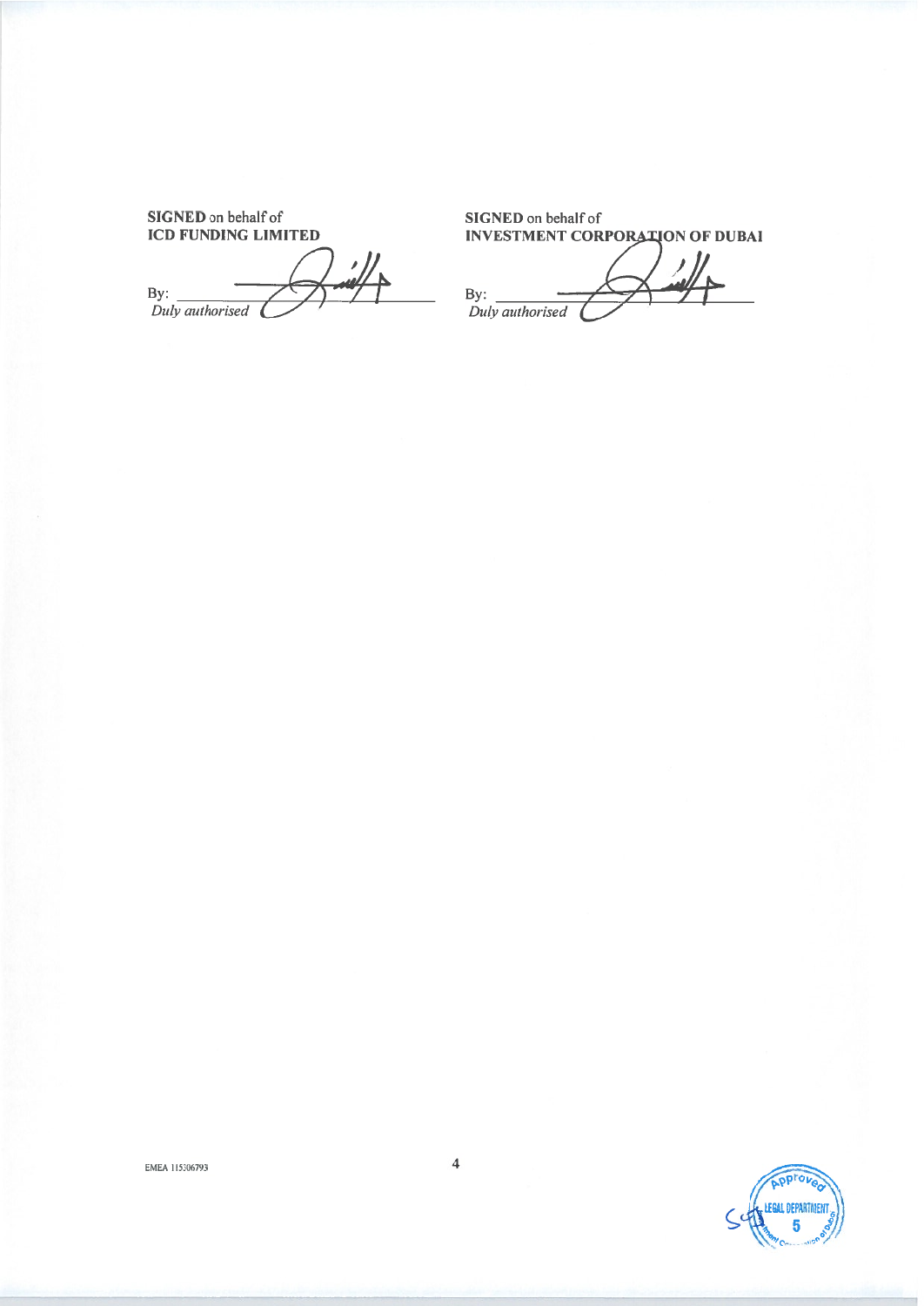**SIGNED** on behalf of
**ICD FUNDING LIMITED**

By: ______________________
*Duly authorised*

**SIGNED** on behalf of
**INVESTMENT CORPORATION OF DUBAI**

By: ______________________
*Duly authorised*

EMEA 115306793

Approved
LEGAL DEPARTMENT
5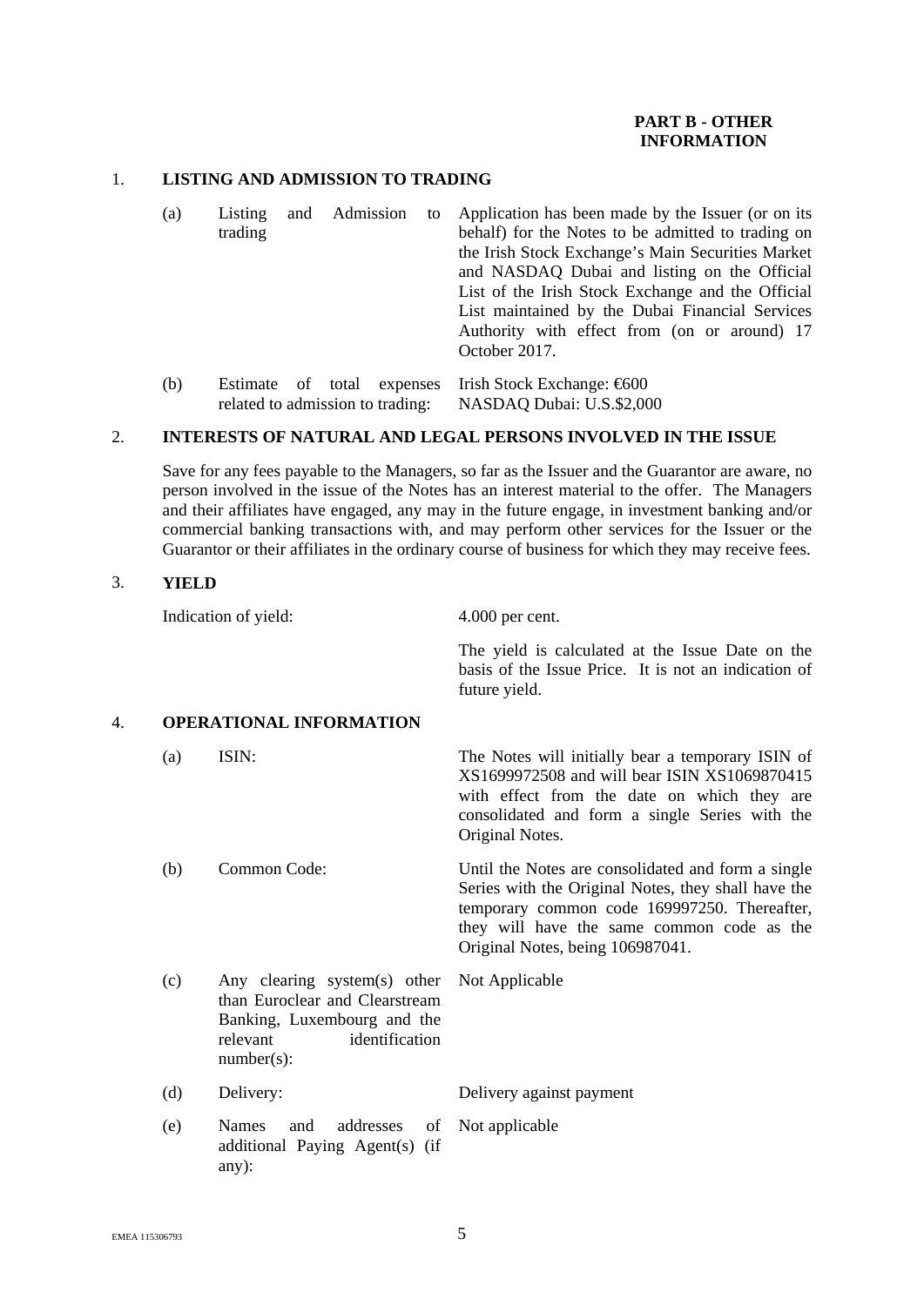## PART B - OTHER INFORMATION

### 1. LISTING AND ADMISSION TO TRADING

| | | |
|---|---|---|
| (a) | Listing and Admission to trading | Application has been made by the Issuer (or on its behalf) for the Notes to be admitted to trading on the Irish Stock Exchange's Main Securities Market and NASDAQ Dubai and listing on the Official List of the Irish Stock Exchange and the Official List maintained by the Dubai Financial Services Authority with effect from (on or around) 17 October 2017. |
| (b) | Estimate of total expenses related to admission to trading: | Irish Stock Exchange: €600<br>NASDAQ Dubai: U.S.$2,000 |

### 2. INTERESTS OF NATURAL AND LEGAL PERSONS INVOLVED IN THE ISSUE

Save for any fees payable to the Managers, so far as the Issuer and the Guarantor are aware, no person involved in the issue of the Notes has an interest material to the offer. The Managers and their affiliates have engaged, any may in the future engage, in investment banking and/or commercial banking transactions with, and may perform other services for the Issuer or the Guarantor or their affiliates in the ordinary course of business for which they may receive fees.

### 3. YIELD

| | |
|---|---|
| Indication of yield: | 4.000 per cent.<br><br>The yield is calculated at the Issue Date on the basis of the Issue Price. It is not an indication of future yield. |

### 4. OPERATIONAL INFORMATION

| | | |
|---|---|---|
| (a) | ISIN: | The Notes will initially bear a temporary ISIN of XS1699972508 and will bear ISIN XS1069870415 with effect from the date on which they are consolidated and form a single Series with the Original Notes. |
| (b) | Common Code: | Until the Notes are consolidated and form a single Series with the Original Notes, they shall have the temporary common code 169997250. Thereafter, they will have the same common code as the Original Notes, being 106987041. |
| (c) | Any clearing system(s) other than Euroclear and Clearstream Banking, Luxembourg and the relevant identification number(s): | Not Applicable |
| (d) | Delivery: | Delivery against payment |
| (e) | Names and addresses of additional Paying Agent(s) (if any): | Not applicable |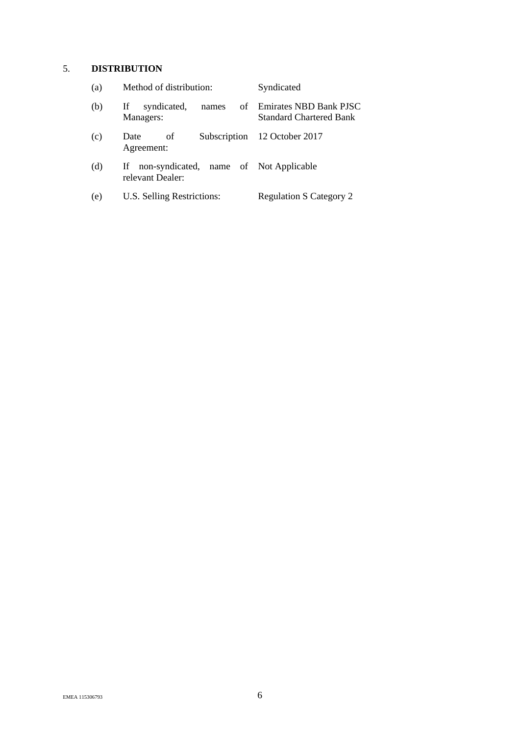## 5. DISTRIBUTION

| | | |
|---|---|---|
| (a) | Method of distribution: | Syndicated |
| (b) | If syndicated, names of Managers: | Emirates NBD Bank PJSC<br>Standard Chartered Bank |
| (c) | Date of Subscription Agreement: | 12 October 2017 |
| (d) | If non-syndicated, name of relevant Dealer: | Not Applicable |
| (e) | U.S. Selling Restrictions: | Regulation S Category 2 |

EMEA 115306793